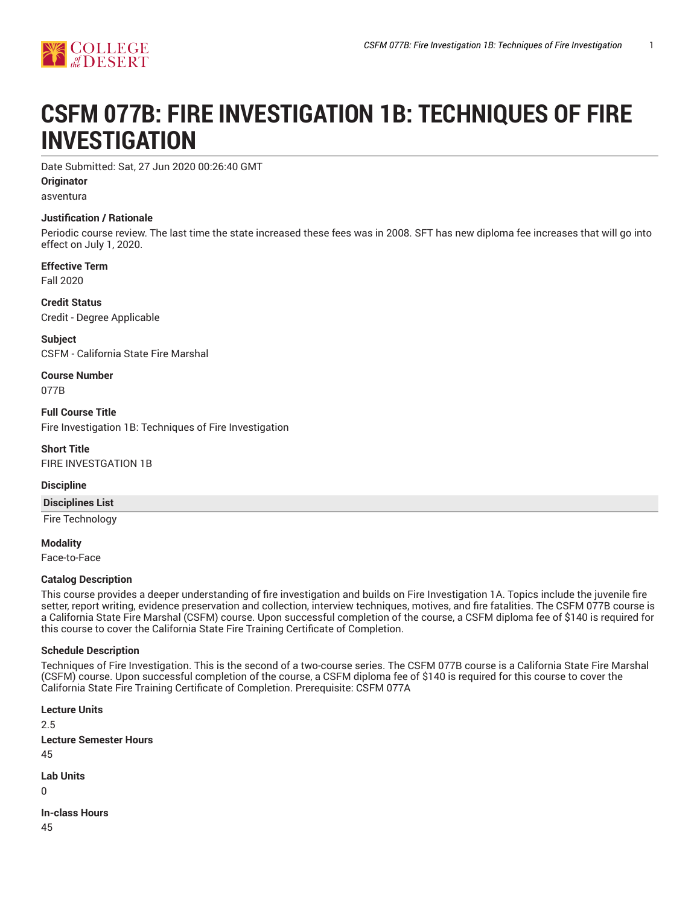# CSFM 077B: FIRE INVESTIGATION 1B: TECHNIQUES OF FIRE INVESTIGATION

Date Submitted: Sat, 27 Jun 2020 00:26:40 GMT

**Originator**

asventura

**Justification / Rationale**

Periodic course review. The last time the state increased these fees was in 2008. SFT has new diploma fee increases that will go into effect on July 1, 2020.

**Effective Term**

Fall 2020

**Credit Status**

Credit - Degree Applicable

**Subject**

CSFM - California State Fire Marshal

**Course Number**

077B

**Full Course Title**

Fire Investigation 1B: Techniques of Fire Investigation

**Short Title**

FIRE INVESTGATION 1B

**Discipline**

| Disciplines List |
| --- |
| Fire Technology |

**Modality**

Face-to-Face

**Catalog Description**

This course provides a deeper understanding of fire investigation and builds on Fire Investigation 1A. Topics include the juvenile fire setter, report writing, evidence preservation and collection, interview techniques, motives, and fire fatalities. The CSFM 077B course is a California State Fire Marshal (CSFM) course. Upon successful completion of the course, a CSFM diploma fee of $140 is required for this course to cover the California State Fire Training Certificate of Completion.

**Schedule Description**

Techniques of Fire Investigation. This is the second of a two-course series. The CSFM 077B course is a California State Fire Marshal (CSFM) course. Upon successful completion of the course, a CSFM diploma fee of $140 is required for this course to cover the California State Fire Training Certificate of Completion. Prerequisite: CSFM 077A

**Lecture Units**

2.5

**Lecture Semester Hours**

45

**Lab Units**

0

**In-class Hours**

45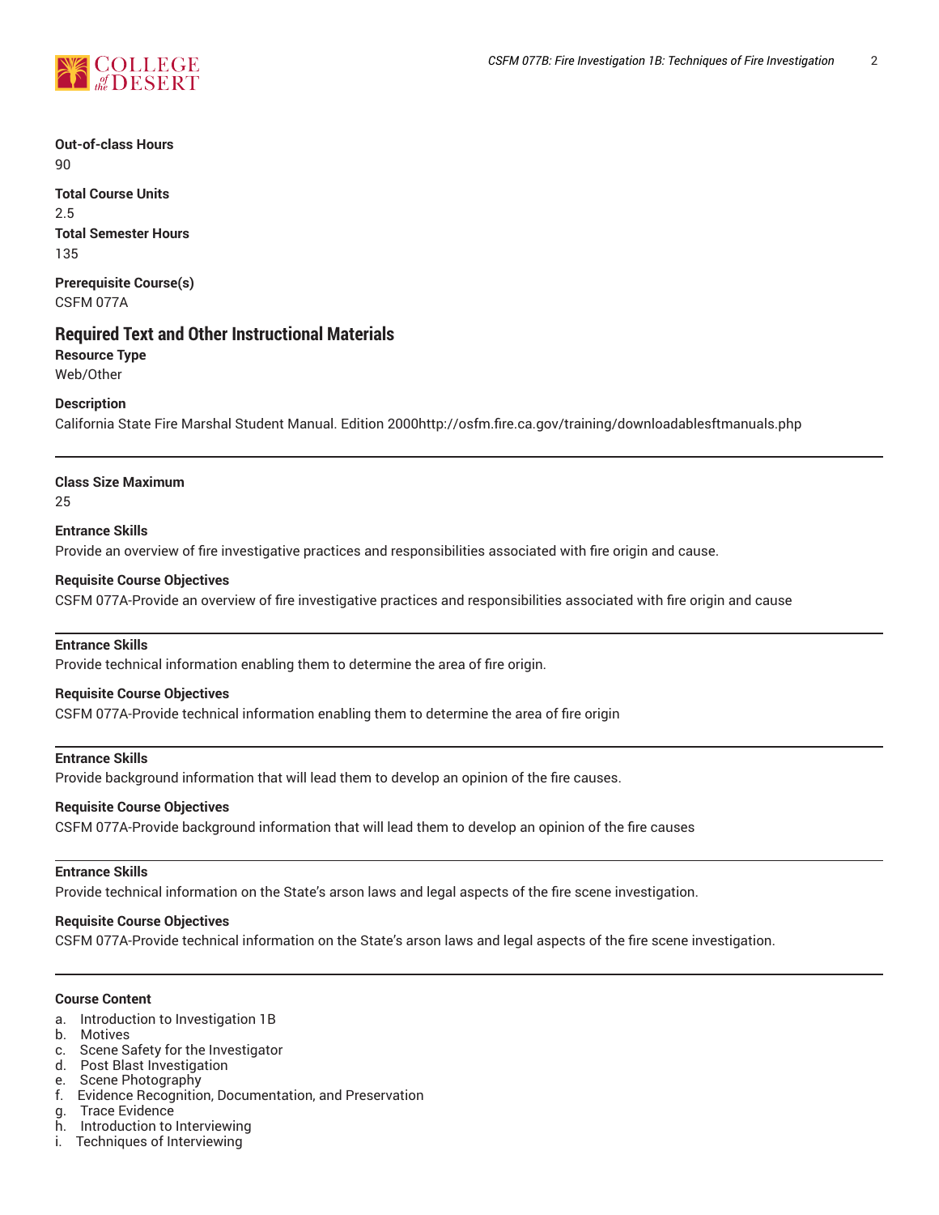**Out-of-class Hours**
90

**Total Course Units**
2.5

**Total Semester Hours**
135

**Prerequisite Course(s)**
CSFM 077A

## Required Text and Other Instructional Materials

**Resource Type**
Web/Other

**Description**
California State Fire Marshal Student Manual. Edition 2000http://osfm.fire.ca.gov/training/downloadablesftmanuals.php

---

**Class Size Maximum**
25

**Entrance Skills**
Provide an overview of fire investigative practices and responsibilities associated with fire origin and cause.

**Requisite Course Objectives**
CSFM 077A-Provide an overview of fire investigative practices and responsibilities associated with fire origin and cause

---

**Entrance Skills**
Provide technical information enabling them to determine the area of fire origin.

**Requisite Course Objectives**
CSFM 077A-Provide technical information enabling them to determine the area of fire origin

---

**Entrance Skills**
Provide background information that will lead them to develop an opinion of the fire causes.

**Requisite Course Objectives**
CSFM 077A-Provide background information that will lead them to develop an opinion of the fire causes

---

**Entrance Skills**
Provide technical information on the State's arson laws and legal aspects of the fire scene investigation.

**Requisite Course Objectives**
CSFM 077A-Provide technical information on the State's arson laws and legal aspects of the fire scene investigation.

---

**Course Content**

a. Introduction to Investigation 1B
b. Motives
c. Scene Safety for the Investigator
d. Post Blast Investigation
e. Scene Photography
f. Evidence Recognition, Documentation, and Preservation
g. Trace Evidence
h. Introduction to Interviewing
i. Techniques of Interviewing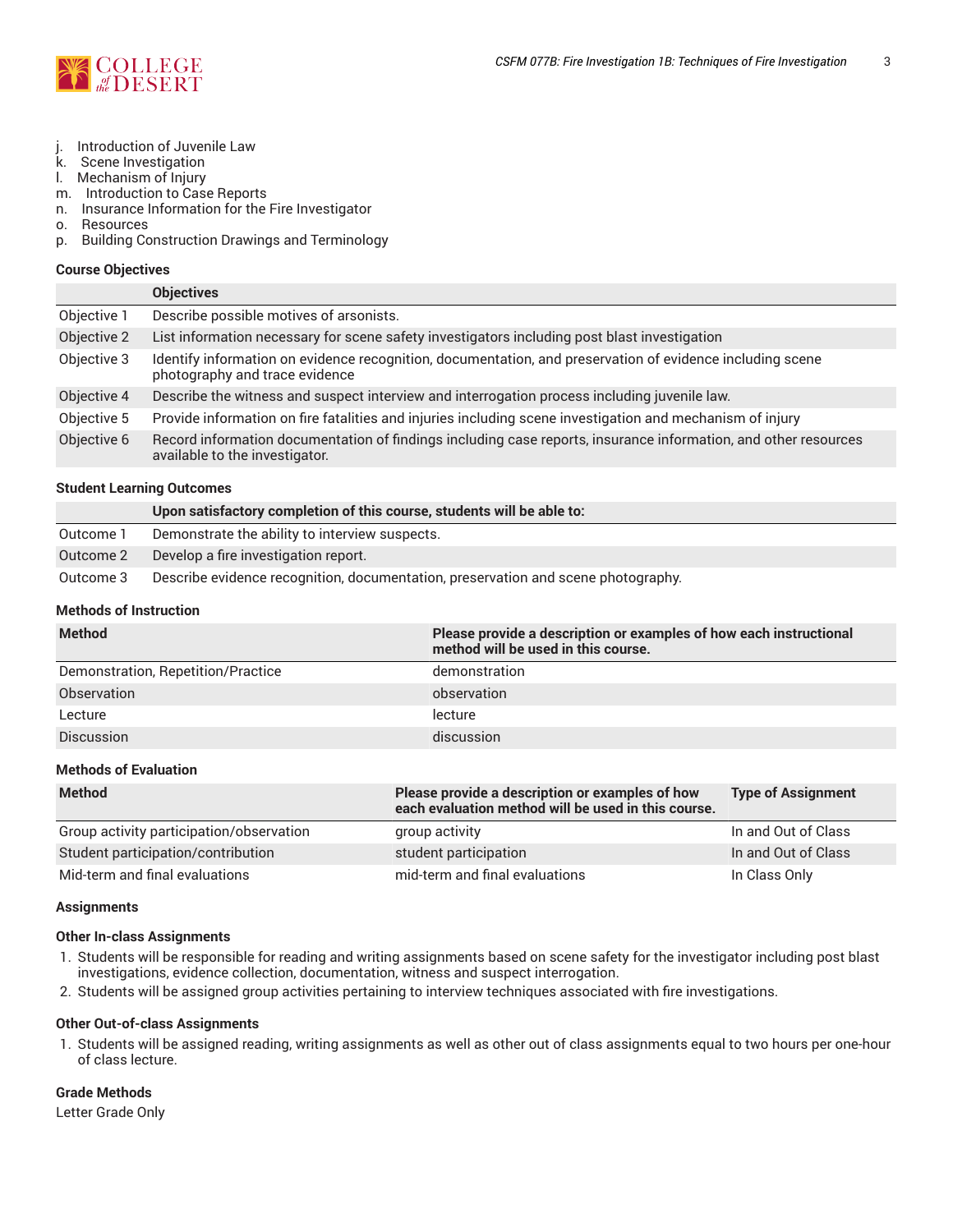j. Introduction of Juvenile Law
k. Scene Investigation
l. Mechanism of Injury
m. Introduction to Case Reports
n. Insurance Information for the Fire Investigator
o. Resources
p. Building Construction Drawings and Terminology

### Course Objectives

| | Objectives |
|---|---|
| Objective 1 | Describe possible motives of arsonists. |
| Objective 2 | List information necessary for scene safety investigators including post blast investigation |
| Objective 3 | Identify information on evidence recognition, documentation, and preservation of evidence including scene photography and trace evidence |
| Objective 4 | Describe the witness and suspect interview and interrogation process including juvenile law. |
| Objective 5 | Provide information on fire fatalities and injuries including scene investigation and mechanism of injury |
| Objective 6 | Record information documentation of findings including case reports, insurance information, and other resources available to the investigator. |

### Student Learning Outcomes

| | Upon satisfactory completion of this course, students will be able to: |
|---|---|
| Outcome 1 | Demonstrate the ability to interview suspects. |
| Outcome 2 | Develop a fire investigation report. |
| Outcome 3 | Describe evidence recognition, documentation, preservation and scene photography. |

### Methods of Instruction

| Method | Please provide a description or examples of how each instructional method will be used in this course. |
|---|---|
| Demonstration, Repetition/Practice | demonstration |
| Observation | observation |
| Lecture | lecture |
| Discussion | discussion |

### Methods of Evaluation

| Method | Please provide a description or examples of how each evaluation method will be used in this course. | Type of Assignment |
|---|---|---|
| Group activity participation/observation | group activity | In and Out of Class |
| Student participation/contribution | student participation | In and Out of Class |
| Mid-term and final evaluations | mid-term and final evaluations | In Class Only |

### Assignments

#### Other In-class Assignments

1. Students will be responsible for reading and writing assignments based on scene safety for the investigator including post blast investigations, evidence collection, documentation, witness and suspect interrogation.
2. Students will be assigned group activities pertaining to interview techniques associated with fire investigations.

#### Other Out-of-class Assignments

1. Students will be assigned reading, writing assignments as well as other out of class assignments equal to two hours per one-hour of class lecture.

### Grade Methods

Letter Grade Only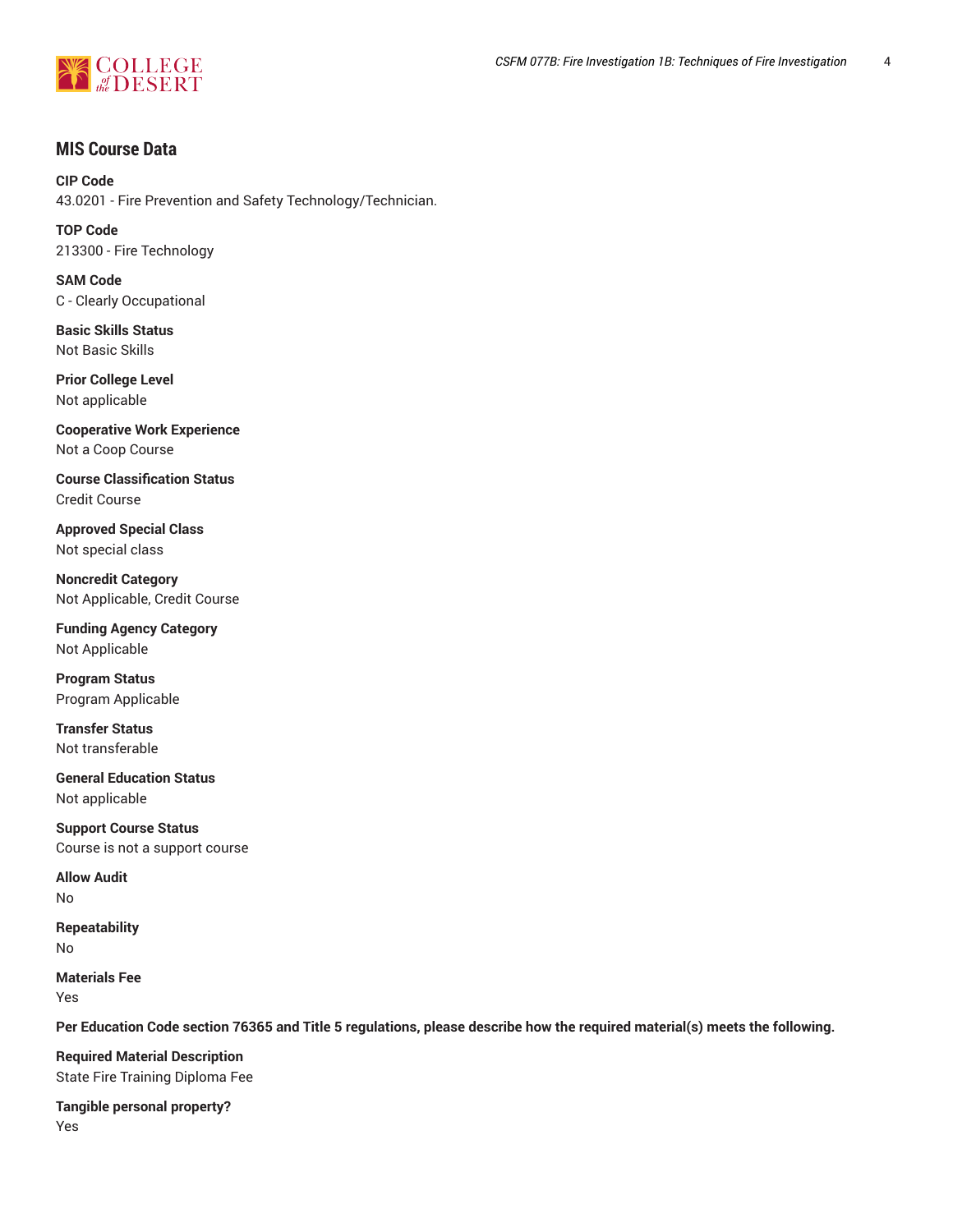## MIS Course Data

**CIP Code**
43.0201 - Fire Prevention and Safety Technology/Technician.

**TOP Code**
213300 - Fire Technology

**SAM Code**
C - Clearly Occupational

**Basic Skills Status**
Not Basic Skills

**Prior College Level**
Not applicable

**Cooperative Work Experience**
Not a Coop Course

**Course Classification Status**
Credit Course

**Approved Special Class**
Not special class

**Noncredit Category**
Not Applicable, Credit Course

**Funding Agency Category**
Not Applicable

**Program Status**
Program Applicable

**Transfer Status**
Not transferable

**General Education Status**
Not applicable

**Support Course Status**
Course is not a support course

**Allow Audit**
No

**Repeatability**
No

**Materials Fee**
Yes

**Per Education Code section 76365 and Title 5 regulations, please describe how the required material(s) meets the following.**

**Required Material Description**
State Fire Training Diploma Fee

**Tangible personal property?**
Yes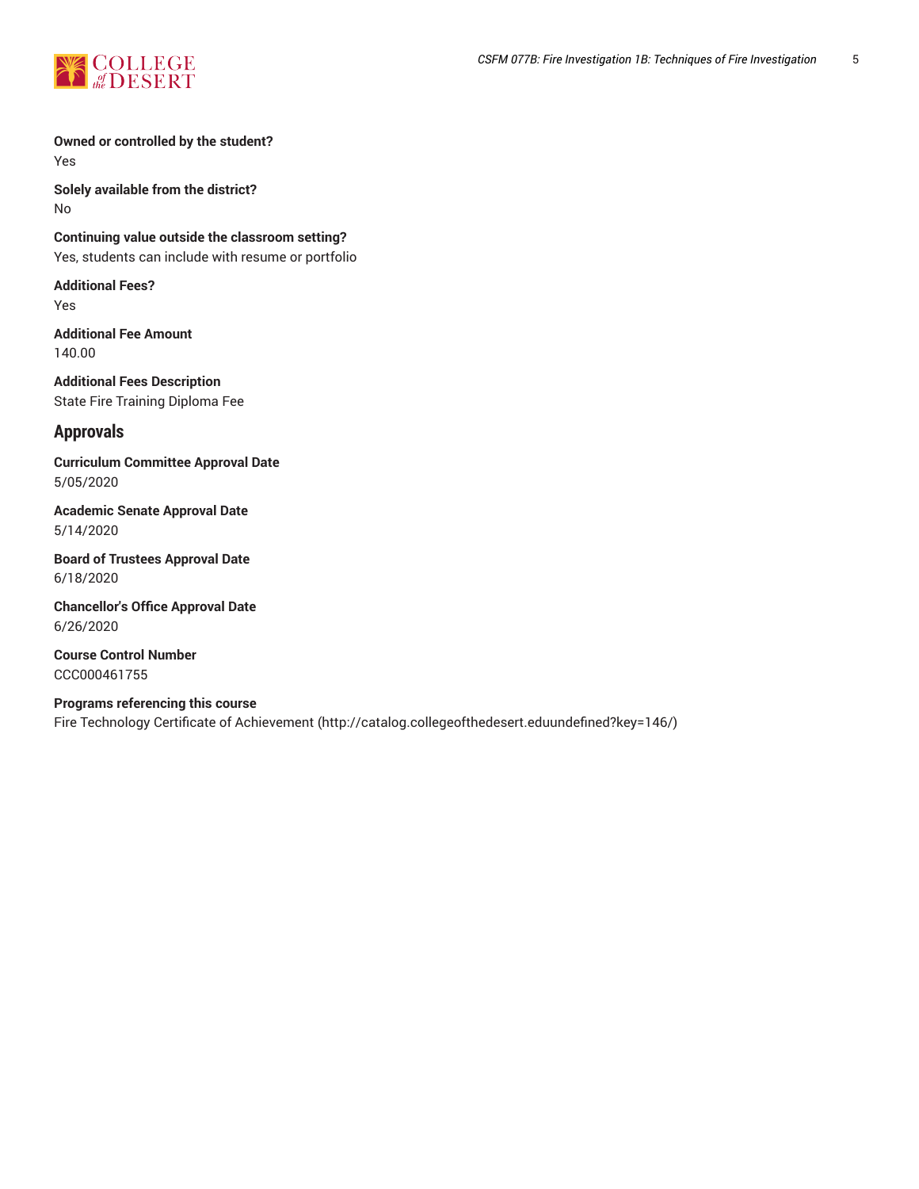**Owned or controlled by the student?**
Yes

**Solely available from the district?**
No

**Continuing value outside the classroom setting?**
Yes, students can include with resume or portfolio

**Additional Fees?**
Yes

**Additional Fee Amount**
140.00

**Additional Fees Description**
State Fire Training Diploma Fee

## Approvals

**Curriculum Committee Approval Date**
5/05/2020

**Academic Senate Approval Date**
5/14/2020

**Board of Trustees Approval Date**
6/18/2020

**Chancellor's Office Approval Date**
6/26/2020

**Course Control Number**
CCC000461755

**Programs referencing this course**
Fire Technology Certificate of Achievement (http://catalog.collegeofthedesert.eduundefined?key=146/)